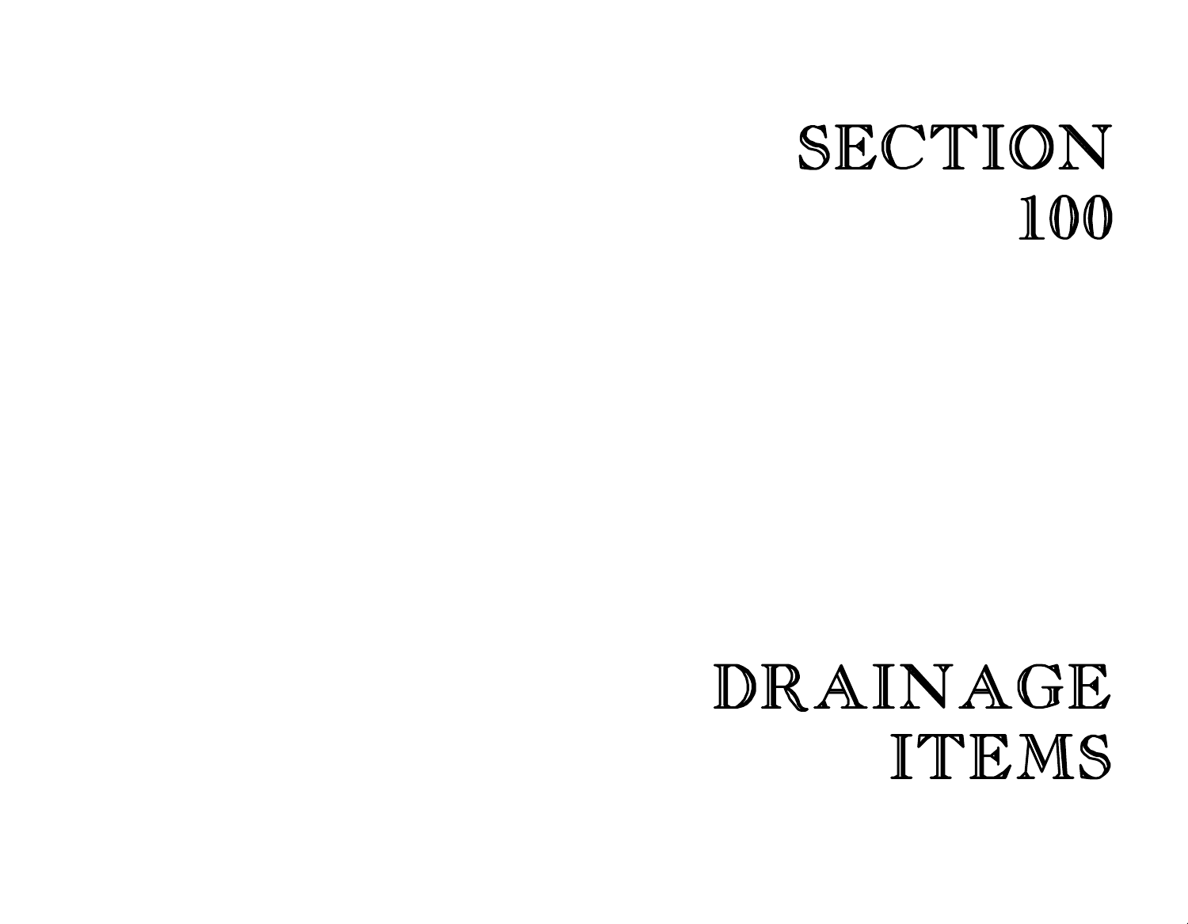# SECTION 100

# DRAINAGE ITEMS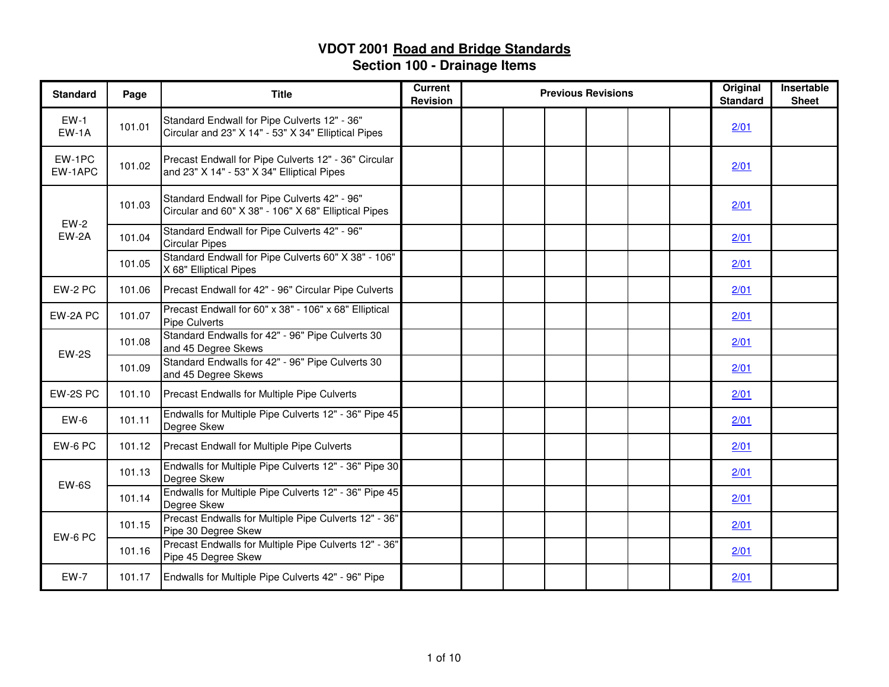# VDOT 2001 Road and Bridge Standards
## Section 100 - Drainage Items

| Standard | Page | Title | Current Revision | Previous Revisions | | | | | | Original Standard | Insertable Sheet |
|---|---|---|---|---|---|---|---|---|---|---|---|
| EW-1 EW-1A | 101.01 | Standard Endwall for Pipe Culverts 12" - 36" Circular and 23" X 14" - 53" X 34" Elliptical Pipes | | | | | | | | 2/01 | |
| EW-1PC EW-1APC | 101.02 | Precast Endwall for Pipe Culverts 12" - 36" Circular and 23" X 14" - 53" X 34" Elliptical Pipes | | | | | | | | 2/01 | |
| EW-2 EW-2A | 101.03 | Standard Endwall for Pipe Culverts 42" - 96" Circular and 60" X 38" - 106" X 68" Elliptical Pipes | | | | | | | | 2/01 | |
| | 101.04 | Standard Endwall for Pipe Culverts 42" - 96" Circular Pipes | | | | | | | | 2/01 | |
| | 101.05 | Standard Endwall for Pipe Culverts 60" X 38" - 106" X 68" Elliptical Pipes | | | | | | | | 2/01 | |
| EW-2 PC | 101.06 | Precast Endwall for 42" - 96" Circular Pipe Culverts | | | | | | | | 2/01 | |
| EW-2A PC | 101.07 | Precast Endwall for 60" x 38" - 106" x 68" Elliptical Pipe Culverts | | | | | | | | 2/01 | |
| EW-2S | 101.08 | Standard Endwalls for 42" - 96" Pipe Culverts 30 and 45 Degree Skews | | | | | | | | 2/01 | |
| | 101.09 | Standard Endwalls for 42" - 96" Pipe Culverts 30 and 45 Degree Skews | | | | | | | | 2/01 | |
| EW-2S PC | 101.10 | Precast Endwalls for Multiple Pipe Culverts | | | | | | | | 2/01 | |
| EW-6 | 101.11 | Endwalls for Multiple Pipe Culverts 12" - 36" Pipe 45 Degree Skew | | | | | | | | 2/01 | |
| EW-6 PC | 101.12 | Precast Endwall for Multiple Pipe Culverts | | | | | | | | 2/01 | |
| EW-6S | 101.13 | Endwalls for Multiple Pipe Culverts 12" - 36" Pipe 30 Degree Skew | | | | | | | | 2/01 | |
| | 101.14 | Endwalls for Multiple Pipe Culverts 12" - 36" Pipe 45 Degree Skew | | | | | | | | 2/01 | |
| EW-6 PC | 101.15 | Precast Endwalls for Multiple Pipe Culverts 12" - 36" Pipe 30 Degree Skew | | | | | | | | 2/01 | |
| | 101.16 | Precast Endwalls for Multiple Pipe Culverts 12" - 36" Pipe 45 Degree Skew | | | | | | | | 2/01 | |
| EW-7 | 101.17 | Endwalls for Multiple Pipe Culverts 42" - 96" Pipe | | | | | | | | 2/01 | |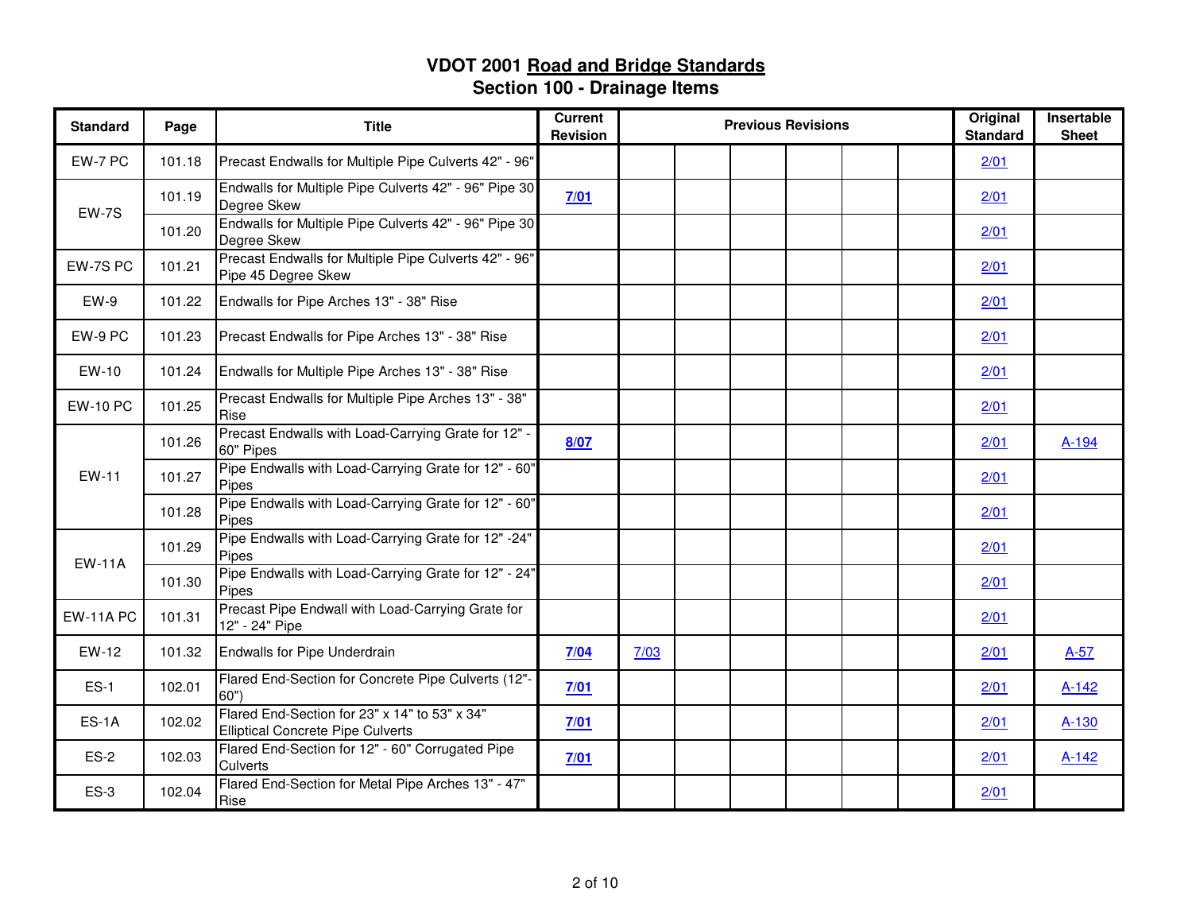# VDOT 2001 Road and Bridge Standards
## Section 100 - Drainage Items

| Standard | Page | Title | Current Revision | Previous Revisions | | | | | | Original Standard | Insertable Sheet |
|---|---|---|---|---|---|---|---|---|---|---|---|
| EW-7 PC | 101.18 | Precast Endwalls for Multiple Pipe Culverts 42" - 96" | | | | | | | | 2/01 | |
| EW-7S | 101.19 | Endwalls for Multiple Pipe Culverts 42" - 96" Pipe 30 Degree Skew | **7/01** | | | | | | | 2/01 | |
| | 101.20 | Endwalls for Multiple Pipe Culverts 42" - 96" Pipe 30 Degree Skew | | | | | | | | 2/01 | |
| EW-7S PC | 101.21 | Precast Endwalls for Multiple Pipe Culverts 42" - 96" Pipe 45 Degree Skew | | | | | | | | 2/01 | |
| EW-9 | 101.22 | Endwalls for Pipe Arches 13" - 38" Rise | | | | | | | | 2/01 | |
| EW-9 PC | 101.23 | Precast Endwalls for Pipe Arches 13" - 38" Rise | | | | | | | | 2/01 | |
| EW-10 | 101.24 | Endwalls for Multiple Pipe Arches 13" - 38" Rise | | | | | | | | 2/01 | |
| EW-10 PC | 101.25 | Precast Endwalls for Multiple Pipe Arches 13" - 38" Rise | | | | | | | | 2/01 | |
| EW-11 | 101.26 | Precast Endwalls with Load-Carrying Grate for 12" - 60" Pipes | **8/07** | | | | | | | 2/01 | A-194 |
| | 101.27 | Pipe Endwalls with Load-Carrying Grate for 12" - 60" Pipes | | | | | | | | 2/01 | |
| | 101.28 | Pipe Endwalls with Load-Carrying Grate for 12" - 60" Pipes | | | | | | | | 2/01 | |
| EW-11A | 101.29 | Pipe Endwalls with Load-Carrying Grate for 12" -24" Pipes | | | | | | | | 2/01 | |
| | 101.30 | Pipe Endwalls with Load-Carrying Grate for 12" - 24" Pipes | | | | | | | | 2/01 | |
| EW-11A PC | 101.31 | Precast Pipe Endwall with Load-Carrying Grate for 12" - 24" Pipe | | | | | | | | 2/01 | |
| EW-12 | 101.32 | Endwalls for Pipe Underdrain | **7/04** | 7/03 | | | | | | 2/01 | A-57 |
| ES-1 | 102.01 | Flared End-Section for Concrete Pipe Culverts (12"-60") | **7/01** | | | | | | | 2/01 | A-142 |
| ES-1A | 102.02 | Flared End-Section for 23" x 14" to 53" x 34" Elliptical Concrete Pipe Culverts | **7/01** | | | | | | | 2/01 | A-130 |
| ES-2 | 102.03 | Flared End-Section for 12" - 60" Corrugated Pipe Culverts | **7/01** | | | | | | | 2/01 | A-142 |
| ES-3 | 102.04 | Flared End-Section for Metal Pipe Arches 13" - 47" Rise | | | | | | | | 2/01 | |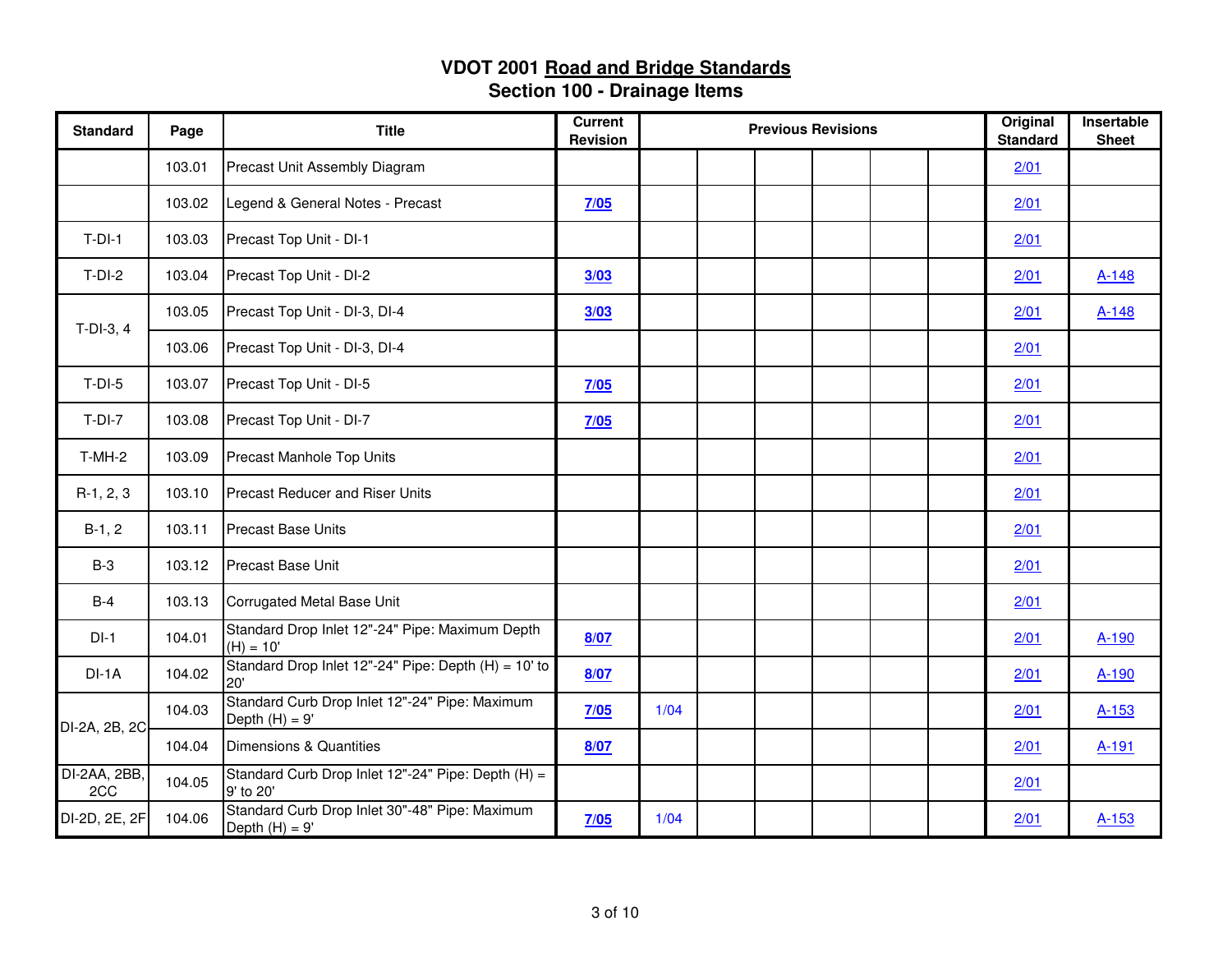# VDOT 2001 Road and Bridge Standards
## Section 100 - Drainage Items

| Standard | Page | Title | Current Revision | Previous Revisions | | | | | | Original Standard | Insertable Sheet |
|---|---|---|---|---|---|---|---|---|---|---|---|
| | 103.01 | Precast Unit Assembly Diagram | | | | | | | | 2/01 | |
| | 103.02 | Legend & General Notes - Precast | 7/05 | | | | | | | 2/01 | |
| T-DI-1 | 103.03 | Precast Top Unit - DI-1 | | | | | | | | 2/01 | |
| T-DI-2 | 103.04 | Precast Top Unit - DI-2 | 3/03 | | | | | | | 2/01 | A-148 |
| T-DI-3, 4 | 103.05 | Precast Top Unit - DI-3, DI-4 | 3/03 | | | | | | | 2/01 | A-148 |
| | 103.06 | Precast Top Unit - DI-3, DI-4 | | | | | | | | 2/01 | |
| T-DI-5 | 103.07 | Precast Top Unit - DI-5 | 7/05 | | | | | | | 2/01 | |
| T-DI-7 | 103.08 | Precast Top Unit - DI-7 | 7/05 | | | | | | | 2/01 | |
| T-MH-2 | 103.09 | Precast Manhole Top Units | | | | | | | | 2/01 | |
| R-1, 2, 3 | 103.10 | Precast Reducer and Riser Units | | | | | | | | 2/01 | |
| B-1, 2 | 103.11 | Precast Base Units | | | | | | | | 2/01 | |
| B-3 | 103.12 | Precast Base Unit | | | | | | | | 2/01 | |
| B-4 | 103.13 | Corrugated Metal Base Unit | | | | | | | | 2/01 | |
| DI-1 | 104.01 | Standard Drop Inlet 12"-24" Pipe: Maximum Depth (H) = 10' | 8/07 | | | | | | | 2/01 | A-190 |
| DI-1A | 104.02 | Standard Drop Inlet 12"-24" Pipe: Depth (H) = 10' to 20' | 8/07 | | | | | | | 2/01 | A-190 |
| DI-2A, 2B, 2C | 104.03 | Standard Curb Drop Inlet 12"-24" Pipe: Maximum Depth (H) = 9' | 7/05 | 1/04 | | | | | | 2/01 | A-153 |
| | 104.04 | Dimensions & Quantities | 8/07 | | | | | | | 2/01 | A-191 |
| DI-2AA, 2BB, 2CC | 104.05 | Standard Curb Drop Inlet 12"-24" Pipe: Depth (H) = 9' to 20' | | | | | | | | 2/01 | |
| DI-2D, 2E, 2F | 104.06 | Standard Curb Drop Inlet 30"-48" Pipe: Maximum Depth (H) = 9' | 7/05 | 1/04 | | | | | | 2/01 | A-153 |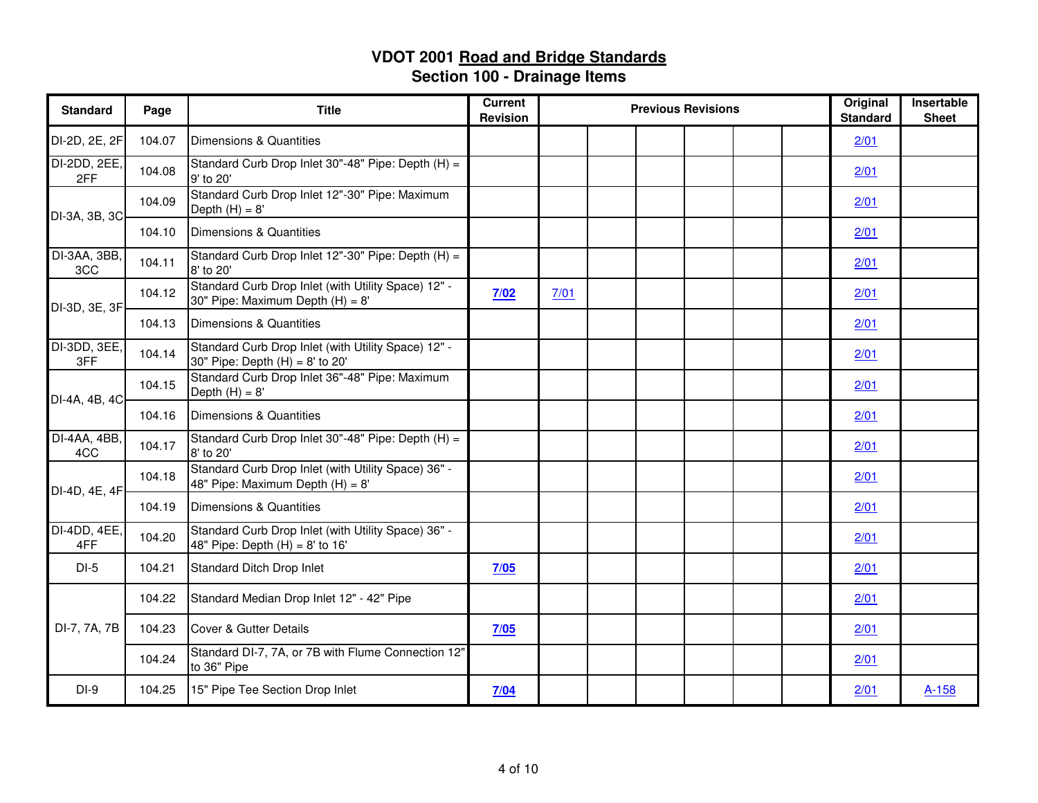# VDOT 2001 Road and Bridge Standards
## Section 100 - Drainage Items

| Standard | Page | Title | Current Revision | Previous Revisions | | | | | | Original Standard | Insertable Sheet |
|---|---|---|---|---|---|---|---|---|---|---|---|
| DI-2D, 2E, 2F | 104.07 | Dimensions & Quantities | | | | | | | | 2/01 | |
| DI-2DD, 2EE, 2FF | 104.08 | Standard Curb Drop Inlet 30"-48" Pipe: Depth (H) = 9' to 20' | | | | | | | | 2/01 | |
| DI-3A, 3B, 3C | 104.09 | Standard Curb Drop Inlet 12"-30" Pipe: Maximum Depth (H) = 8' | | | | | | | | 2/01 | |
| | 104.10 | Dimensions & Quantities | | | | | | | | 2/01 | |
| DI-3AA, 3BB, 3CC | 104.11 | Standard Curb Drop Inlet 12"-30" Pipe: Depth (H) = 8' to 20' | | | | | | | | 2/01 | |
| DI-3D, 3E, 3F | 104.12 | Standard Curb Drop Inlet (with Utility Space) 12" - 30" Pipe: Maximum Depth (H) = 8' | **7/02** | 7/01 | | | | | | 2/01 | |
| | 104.13 | Dimensions & Quantities | | | | | | | | 2/01 | |
| DI-3DD, 3EE, 3FF | 104.14 | Standard Curb Drop Inlet (with Utility Space) 12" - 30" Pipe: Depth (H) = 8' to 20' | | | | | | | | 2/01 | |
| DI-4A, 4B, 4C | 104.15 | Standard Curb Drop Inlet 36"-48" Pipe: Maximum Depth (H) = 8' | | | | | | | | 2/01 | |
| | 104.16 | Dimensions & Quantities | | | | | | | | 2/01 | |
| DI-4AA, 4BB, 4CC | 104.17 | Standard Curb Drop Inlet 30"-48" Pipe: Depth (H) = 8' to 20' | | | | | | | | 2/01 | |
| DI-4D, 4E, 4F | 104.18 | Standard Curb Drop Inlet (with Utility Space) 36" - 48" Pipe: Maximum Depth (H) = 8' | | | | | | | | 2/01 | |
| | 104.19 | Dimensions & Quantities | | | | | | | | 2/01 | |
| DI-4DD, 4EE, 4FF | 104.20 | Standard Curb Drop Inlet (with Utility Space) 36" - 48" Pipe: Depth (H) = 8' to 16' | | | | | | | | 2/01 | |
| DI-5 | 104.21 | Standard Ditch Drop Inlet | **7/05** | | | | | | | 2/01 | |
| DI-7, 7A, 7B | 104.22 | Standard Median Drop Inlet 12" - 42" Pipe | | | | | | | | 2/01 | |
| | 104.23 | Cover & Gutter Details | **7/05** | | | | | | | 2/01 | |
| | 104.24 | Standard DI-7, 7A, or 7B with Flume Connection 12" to 36" Pipe | | | | | | | | 2/01 | |
| DI-9 | 104.25 | 15" Pipe Tee Section Drop Inlet | **7/04** | | | | | | | 2/01 | A-158 |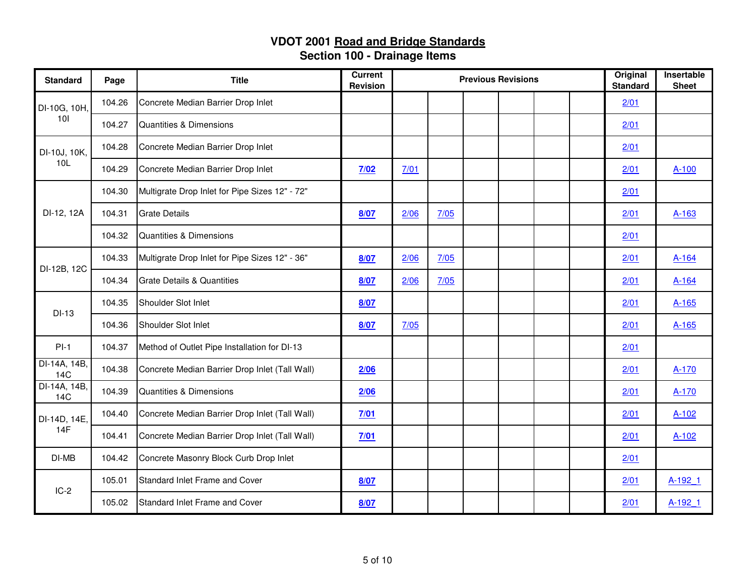# VDOT 2001 Road and Bridge Standards
## Section 100 - Drainage Items

| Standard | Page | Title | Current Revision | Previous Revisions | | | | | | Original Standard | Insertable Sheet |
|---|---|---|---|---|---|---|---|---|---|---|---|
| DI-10G, 10H, 10I | 104.26 | Concrete Median Barrier Drop Inlet | | | | | | | | 2/01 | |
| | 104.27 | Quantities & Dimensions | | | | | | | | 2/01 | |
| DI-10J, 10K, 10L | 104.28 | Concrete Median Barrier Drop Inlet | | | | | | | | 2/01 | |
| | 104.29 | Concrete Median Barrier Drop Inlet | **7/02** | 7/01 | | | | | | 2/01 | A-100 |
| DI-12, 12A | 104.30 | Multigrate Drop Inlet for Pipe Sizes 12" - 72" | | | | | | | | 2/01 | |
| | 104.31 | Grate Details | **8/07** | 2/06 | 7/05 | | | | | 2/01 | A-163 |
| | 104.32 | Quantities & Dimensions | | | | | | | | 2/01 | |
| DI-12B, 12C | 104.33 | Multigrate Drop Inlet for Pipe Sizes 12" - 36" | **8/07** | 2/06 | 7/05 | | | | | 2/01 | A-164 |
| | 104.34 | Grate Details & Quantities | **8/07** | 2/06 | 7/05 | | | | | 2/01 | A-164 |
| DI-13 | 104.35 | Shoulder Slot Inlet | **8/07** | | | | | | | 2/01 | A-165 |
| | 104.36 | Shoulder Slot Inlet | **8/07** | 7/05 | | | | | | 2/01 | A-165 |
| PI-1 | 104.37 | Method of Outlet Pipe Installation for DI-13 | | | | | | | | 2/01 | |
| DI-14A, 14B, 14C | 104.38 | Concrete Median Barrier Drop Inlet (Tall Wall) | **2/06** | | | | | | | 2/01 | A-170 |
| DI-14A, 14B, 14C | 104.39 | Quantities & Dimensions | **2/06** | | | | | | | 2/01 | A-170 |
| DI-14D, 14E, 14F | 104.40 | Concrete Median Barrier Drop Inlet (Tall Wall) | **7/01** | | | | | | | 2/01 | A-102 |
| | 104.41 | Concrete Median Barrier Drop Inlet (Tall Wall) | **7/01** | | | | | | | 2/01 | A-102 |
| DI-MB | 104.42 | Concrete Masonry Block Curb Drop Inlet | | | | | | | | 2/01 | |
| IC-2 | 105.01 | Standard Inlet Frame and Cover | **8/07** | | | | | | | 2/01 | A-192_1 |
| | 105.02 | Standard Inlet Frame and Cover | **8/07** | | | | | | | 2/01 | A-192_1 |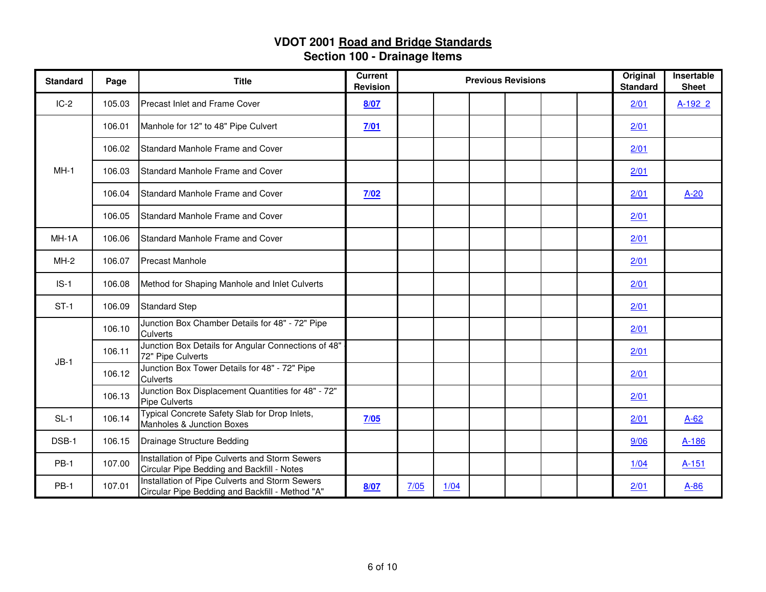# VDOT 2001 Road and Bridge Standards
## Section 100 - Drainage Items

| Standard | Page | Title | Current Revision | Previous Revisions | | | | | | Original Standard | Insertable Sheet |
|---|---|---|---|---|---|---|---|---|---|---|---|
| IC-2 | 105.03 | Precast Inlet and Frame Cover | **8/07** | | | | | | | 2/01 | A-192_2 |
| MH-1 | 106.01 | Manhole for 12" to 48" Pipe Culvert | **7/01** | | | | | | | 2/01 | |
| | 106.02 | Standard Manhole Frame and Cover | | | | | | | | 2/01 | |
| | 106.03 | Standard Manhole Frame and Cover | | | | | | | | 2/01 | |
| | 106.04 | Standard Manhole Frame and Cover | **7/02** | | | | | | | 2/01 | A-20 |
| | 106.05 | Standard Manhole Frame and Cover | | | | | | | | 2/01 | |
| MH-1A | 106.06 | Standard Manhole Frame and Cover | | | | | | | | 2/01 | |
| MH-2 | 106.07 | Precast Manhole | | | | | | | | 2/01 | |
| IS-1 | 106.08 | Method for Shaping Manhole and Inlet Culverts | | | | | | | | 2/01 | |
| ST-1 | 106.09 | Standard Step | | | | | | | | 2/01 | |
| JB-1 | 106.10 | Junction Box Chamber Details for 48" - 72" Pipe Culverts | | | | | | | | 2/01 | |
| | 106.11 | Junction Box Details for Angular Connections of 48" - 72" Pipe Culverts | | | | | | | | 2/01 | |
| | 106.12 | Junction Box Tower Details for 48" - 72" Pipe Culverts | | | | | | | | 2/01 | |
| | 106.13 | Junction Box Displacement Quantities for 48" - 72" Pipe Culverts | | | | | | | | 2/01 | |
| SL-1 | 106.14 | Typical Concrete Safety Slab for Drop Inlets, Manholes & Junction Boxes | **7/05** | | | | | | | 2/01 | A-62 |
| DSB-1 | 106.15 | Drainage Structure Bedding | | | | | | | | 9/06 | A-186 |
| PB-1 | 107.00 | Installation of Pipe Culverts and Storm Sewers Circular Pipe Bedding and Backfill - Notes | | | | | | | | 1/04 | A-151 |
| PB-1 | 107.01 | Installation of Pipe Culverts and Storm Sewers Circular Pipe Bedding and Backfill - Method "A" | **8/07** | 7/05 | 1/04 | | | | | 2/01 | A-86 |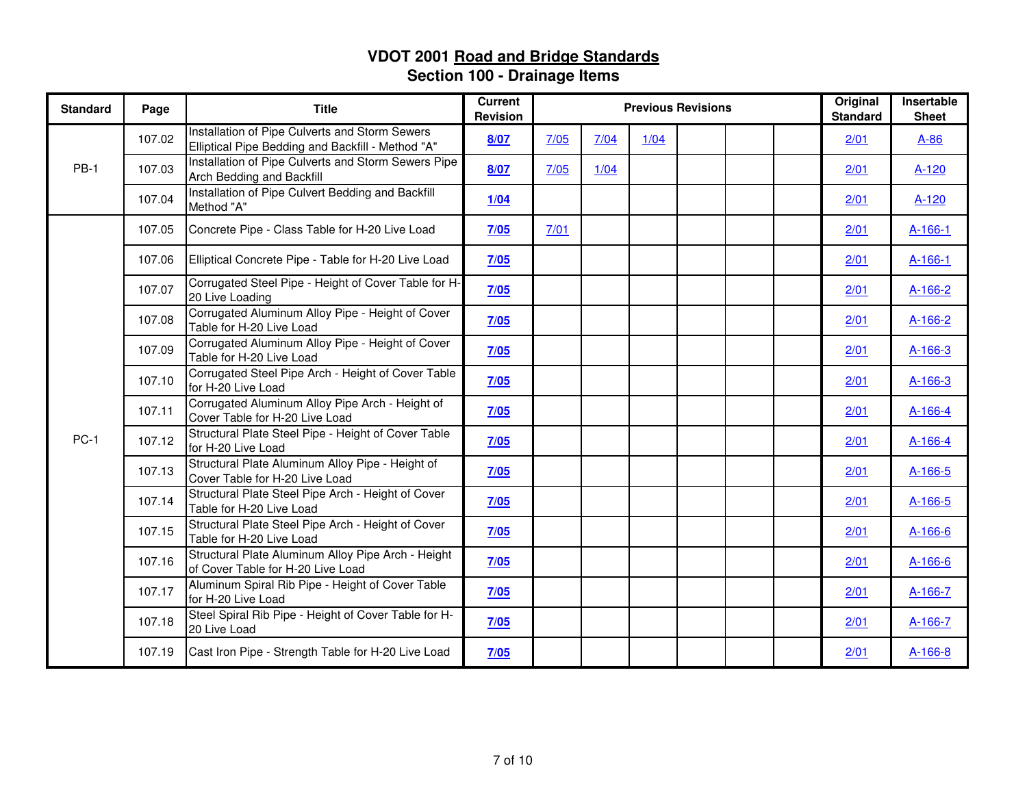# VDOT 2001 Road and Bridge Standards
## Section 100 - Drainage Items

| Standard | Page | Title | Current Revision | Previous Revisions | | | | | | Original Standard | Insertable Sheet |
|---|---|---|---|---|---|---|---|---|---|---|---|
| PB-1 | 107.02 | Installation of Pipe Culverts and Storm Sewers Elliptical Pipe Bedding and Backfill - Method "A" | **8/07** | 7/05 | 7/04 | 1/04 | | | | 2/01 | A-86 |
| | 107.03 | Installation of Pipe Culverts and Storm Sewers Pipe Arch Bedding and Backfill | **8/07** | 7/05 | 1/04 | | | | | 2/01 | A-120 |
| | 107.04 | Installation of Pipe Culvert Bedding and Backfill Method "A" | **1/04** | | | | | | | 2/01 | A-120 |
| PC-1 | 107.05 | Concrete Pipe - Class Table for H-20 Live Load | **7/05** | 7/01 | | | | | | 2/01 | A-166-1 |
| | 107.06 | Elliptical Concrete Pipe - Table for H-20 Live Load | **7/05** | | | | | | | 2/01 | A-166-1 |
| | 107.07 | Corrugated Steel Pipe - Height of Cover Table for H-20 Live Loading | **7/05** | | | | | | | 2/01 | A-166-2 |
| | 107.08 | Corrugated Aluminum Alloy Pipe - Height of Cover Table for H-20 Live Load | **7/05** | | | | | | | 2/01 | A-166-2 |
| | 107.09 | Corrugated Aluminum Alloy Pipe - Height of Cover Table for H-20 Live Load | **7/05** | | | | | | | 2/01 | A-166-3 |
| | 107.10 | Corrugated Steel Pipe Arch - Height of Cover Table for H-20 Live Load | **7/05** | | | | | | | 2/01 | A-166-3 |
| | 107.11 | Corrugated Aluminum Alloy Pipe Arch - Height of Cover Table for H-20 Live Load | **7/05** | | | | | | | 2/01 | A-166-4 |
| | 107.12 | Structural Plate Steel Pipe - Height of Cover Table for H-20 Live Load | **7/05** | | | | | | | 2/01 | A-166-4 |
| | 107.13 | Structural Plate Aluminum Alloy Pipe - Height of Cover Table for H-20 Live Load | **7/05** | | | | | | | 2/01 | A-166-5 |
| | 107.14 | Structural Plate Steel Pipe Arch - Height of Cover Table for H-20 Live Load | **7/05** | | | | | | | 2/01 | A-166-5 |
| | 107.15 | Structural Plate Steel Pipe Arch - Height of Cover Table for H-20 Live Load | **7/05** | | | | | | | 2/01 | A-166-6 |
| | 107.16 | Structural Plate Aluminum Alloy Pipe Arch - Height of Cover Table for H-20 Live Load | **7/05** | | | | | | | 2/01 | A-166-6 |
| | 107.17 | Aluminum Spiral Rib Pipe - Height of Cover Table for H-20 Live Load | **7/05** | | | | | | | 2/01 | A-166-7 |
| | 107.18 | Steel Spiral Rib Pipe - Height of Cover Table for H-20 Live Load | **7/05** | | | | | | | 2/01 | A-166-7 |
| | 107.19 | Cast Iron Pipe - Strength Table for H-20 Live Load | **7/05** | | | | | | | 2/01 | A-166-8 |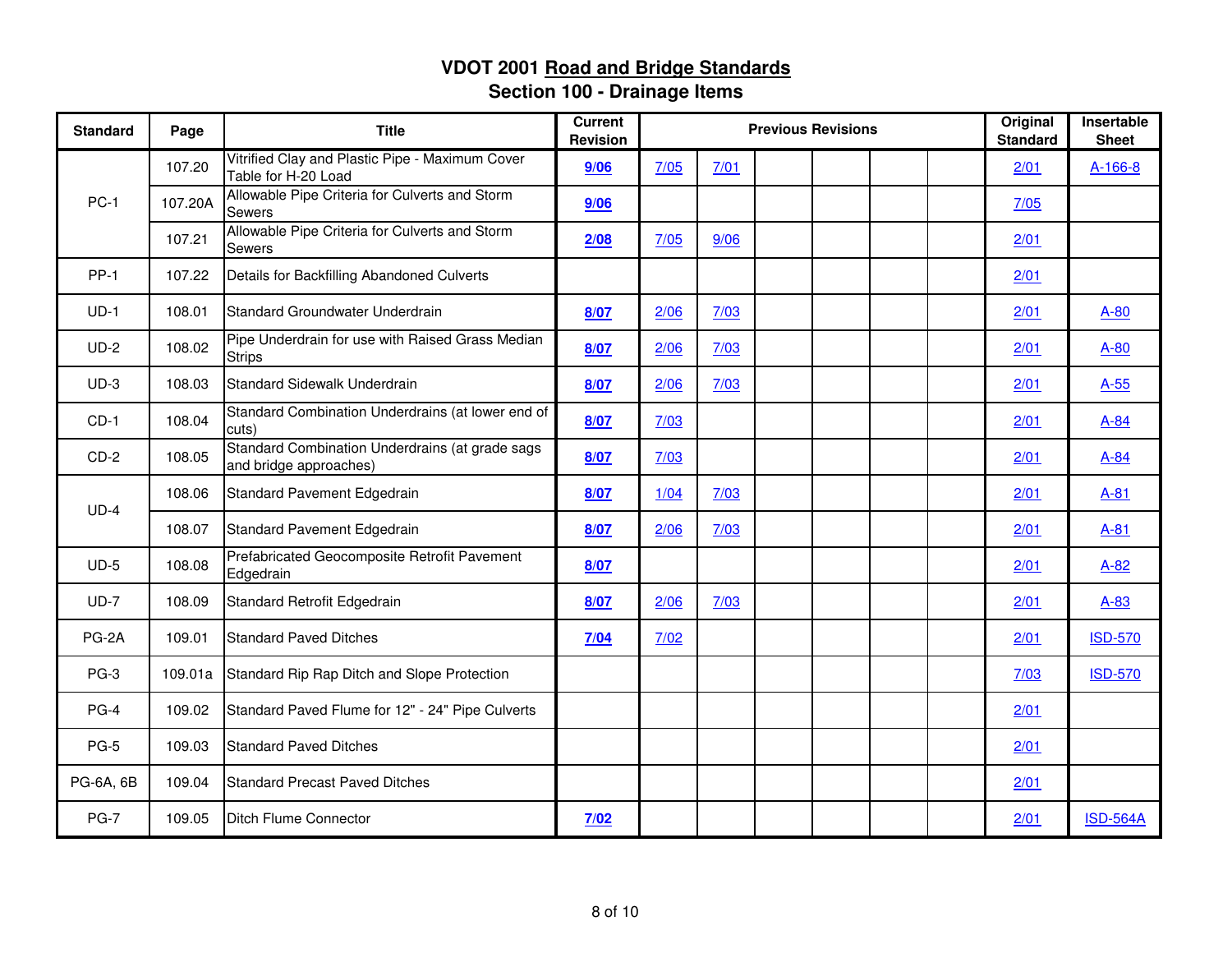# VDOT 2001 Road and Bridge Standards
## Section 100 - Drainage Items

| Standard | Page | Title | Current Revision | Previous Revisions | | | | | | | Original Standard | Insertable Sheet |
|---|---|---|---|---|---|---|---|---|---|---|---|---|
| PC-1 | 107.20 | Vitrified Clay and Plastic Pipe - Maximum Cover Table for H-20 Load | **9/06** | 7/05 | 7/01 | | | | | | 2/01 | A-166-8 |
| | 107.20A | Allowable Pipe Criteria for Culverts and Storm Sewers | **9/06** | | | | | | | | 7/05 | |
| | 107.21 | Allowable Pipe Criteria for Culverts and Storm Sewers | **2/08** | 7/05 | 9/06 | | | | | | 2/01 | |
| PP-1 | 107.22 | Details for Backfilling Abandoned Culverts | | | | | | | | | 2/01 | |
| UD-1 | 108.01 | Standard Groundwater Underdrain | **8/07** | 2/06 | 7/03 | | | | | | 2/01 | A-80 |
| UD-2 | 108.02 | Pipe Underdrain for use with Raised Grass Median Strips | **8/07** | 2/06 | 7/03 | | | | | | 2/01 | A-80 |
| UD-3 | 108.03 | Standard Sidewalk Underdrain | **8/07** | 2/06 | 7/03 | | | | | | 2/01 | A-55 |
| CD-1 | 108.04 | Standard Combination Underdrains (at lower end of cuts) | **8/07** | 7/03 | | | | | | | 2/01 | A-84 |
| CD-2 | 108.05 | Standard Combination Underdrains (at grade sags and bridge approaches) | **8/07** | 7/03 | | | | | | | 2/01 | A-84 |
| UD-4 | 108.06 | Standard Pavement Edgedrain | **8/07** | 1/04 | 7/03 | | | | | | 2/01 | A-81 |
| | 108.07 | Standard Pavement Edgedrain | **8/07** | 2/06 | 7/03 | | | | | | 2/01 | A-81 |
| UD-5 | 108.08 | Prefabricated Geocomposite Retrofit Pavement Edgedrain | **8/07** | | | | | | | | 2/01 | A-82 |
| UD-7 | 108.09 | Standard Retrofit Edgedrain | **8/07** | 2/06 | 7/03 | | | | | | 2/01 | A-83 |
| PG-2A | 109.01 | Standard Paved Ditches | **7/04** | 7/02 | | | | | | | 2/01 | ISD-570 |
| PG-3 | 109.01a | Standard Rip Rap Ditch and Slope Protection | | | | | | | | | 7/03 | ISD-570 |
| PG-4 | 109.02 | Standard Paved Flume for 12" - 24" Pipe Culverts | | | | | | | | | 2/01 | |
| PG-5 | 109.03 | Standard Paved Ditches | | | | | | | | | 2/01 | |
| PG-6A, 6B | 109.04 | Standard Precast Paved Ditches | | | | | | | | | 2/01 | |
| PG-7 | 109.05 | Ditch Flume Connector | **7/02** | | | | | | | | 2/01 | ISD-564A |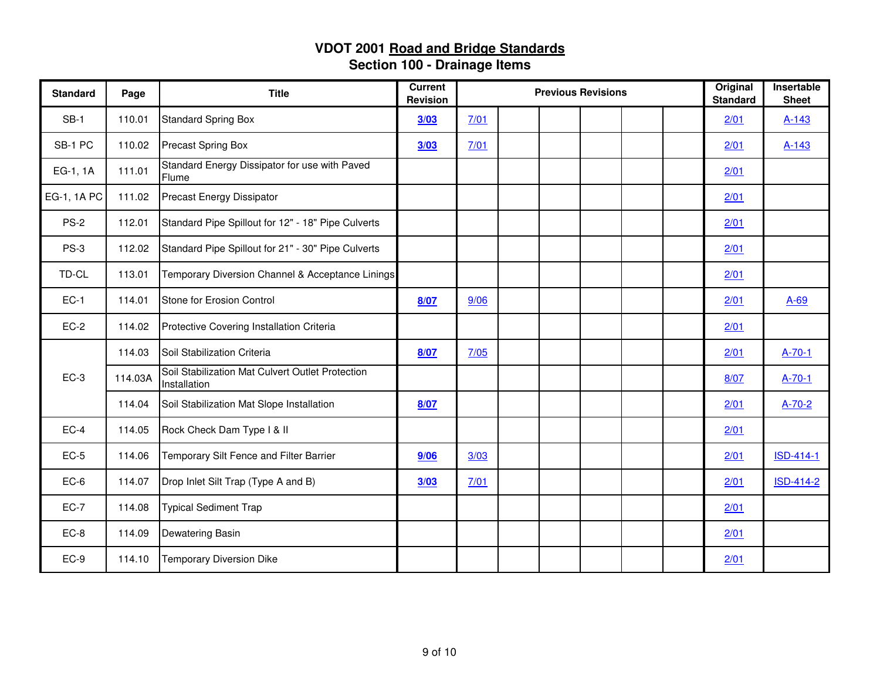# VDOT 2001 Road and Bridge Standards
## Section 100 - Drainage Items

| Standard | Page | Title | Current Revision | Previous Revisions | | | | | | Original Standard | Insertable Sheet |
|---|---|---|---|---|---|---|---|---|---|---|---|
| SB-1 | 110.01 | Standard Spring Box | **3/03** | 7/01 | | | | | | 2/01 | A-143 |
| SB-1 PC | 110.02 | Precast Spring Box | **3/03** | 7/01 | | | | | | 2/01 | A-143 |
| EG-1, 1A | 111.01 | Standard Energy Dissipator for use with Paved Flume | | | | | | | | 2/01 | |
| EG-1, 1A PC | 111.02 | Precast Energy Dissipator | | | | | | | | 2/01 | |
| PS-2 | 112.01 | Standard Pipe Spillout for 12" - 18" Pipe Culverts | | | | | | | | 2/01 | |
| PS-3 | 112.02 | Standard Pipe Spillout for 21" - 30" Pipe Culverts | | | | | | | | 2/01 | |
| TD-CL | 113.01 | Temporary Diversion Channel & Acceptance Linings | | | | | | | | 2/01 | |
| EC-1 | 114.01 | Stone for Erosion Control | **8/07** | 9/06 | | | | | | 2/01 | A-69 |
| EC-2 | 114.02 | Protective Covering Installation Criteria | | | | | | | | 2/01 | |
| EC-3 | 114.03 | Soil Stabilization Criteria | **8/07** | 7/05 | | | | | | 2/01 | A-70-1 |
| | 114.03A | Soil Stabilization Mat Culvert Outlet Protection Installation | | | | | | | | 8/07 | A-70-1 |
| | 114.04 | Soil Stabilization Mat Slope Installation | **8/07** | | | | | | | 2/01 | A-70-2 |
| EC-4 | 114.05 | Rock Check Dam Type I & II | | | | | | | | 2/01 | |
| EC-5 | 114.06 | Temporary Silt Fence and Filter Barrier | **9/06** | 3/03 | | | | | | 2/01 | ISD-414-1 |
| EC-6 | 114.07 | Drop Inlet Silt Trap (Type A and B) | **3/03** | 7/01 | | | | | | 2/01 | ISD-414-2 |
| EC-7 | 114.08 | Typical Sediment Trap | | | | | | | | 2/01 | |
| EC-8 | 114.09 | Dewatering Basin | | | | | | | | 2/01 | |
| EC-9 | 114.10 | Temporary Diversion Dike | | | | | | | | 2/01 | |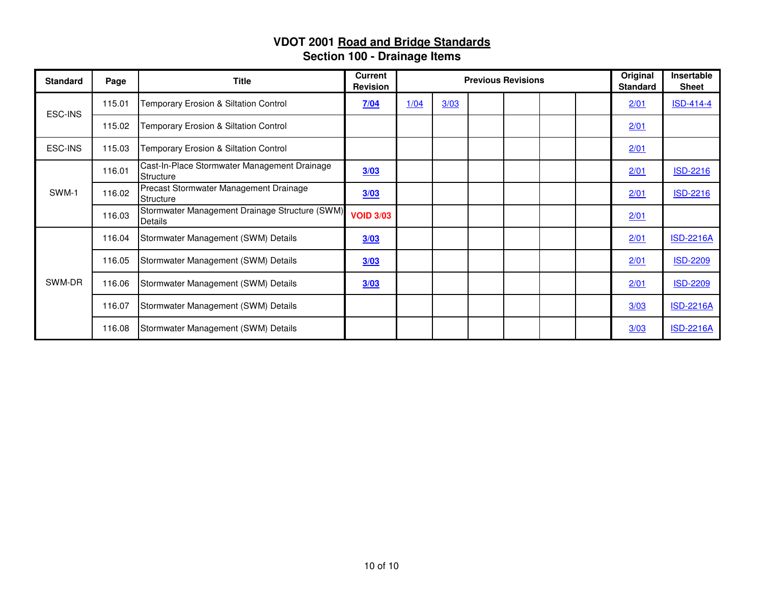# VDOT 2001 Road and Bridge Standards
## Section 100 - Drainage Items

| Standard | Page | Title | Current Revision | Previous Revisions | | | | | | Original Standard | Insertable Sheet |
|---|---|---|---|---|---|---|---|---|---|---|---|
| ESC-INS | 115.01 | Temporary Erosion & Siltation Control | **7/04** | 1/04 | 3/03 | | | | | 2/01 | ISD-414-4 |
| | 115.02 | Temporary Erosion & Siltation Control | | | | | | | | 2/01 | |
| ESC-INS | 115.03 | Temporary Erosion & Siltation Control | | | | | | | | 2/01 | |
| SWM-1 | 116.01 | Cast-In-Place Stormwater Management Drainage Structure | **3/03** | | | | | | | 2/01 | ISD-2216 |
| | 116.02 | Precast Stormwater Management Drainage Structure | **3/03** | | | | | | | 2/01 | ISD-2216 |
| | 116.03 | Stormwater Management Drainage Structure (SWM) Details | **VOID 3/03** | | | | | | | 2/01 | |
| SWM-DR | 116.04 | Stormwater Management (SWM) Details | **3/03** | | | | | | | 2/01 | ISD-2216A |
| | 116.05 | Stormwater Management (SWM) Details | **3/03** | | | | | | | 2/01 | ISD-2209 |
| | 116.06 | Stormwater Management (SWM) Details | **3/03** | | | | | | | 2/01 | ISD-2209 |
| | 116.07 | Stormwater Management (SWM) Details | | | | | | | | 3/03 | ISD-2216A |
| | 116.08 | Stormwater Management (SWM) Details | | | | | | | | 3/03 | ISD-2216A |